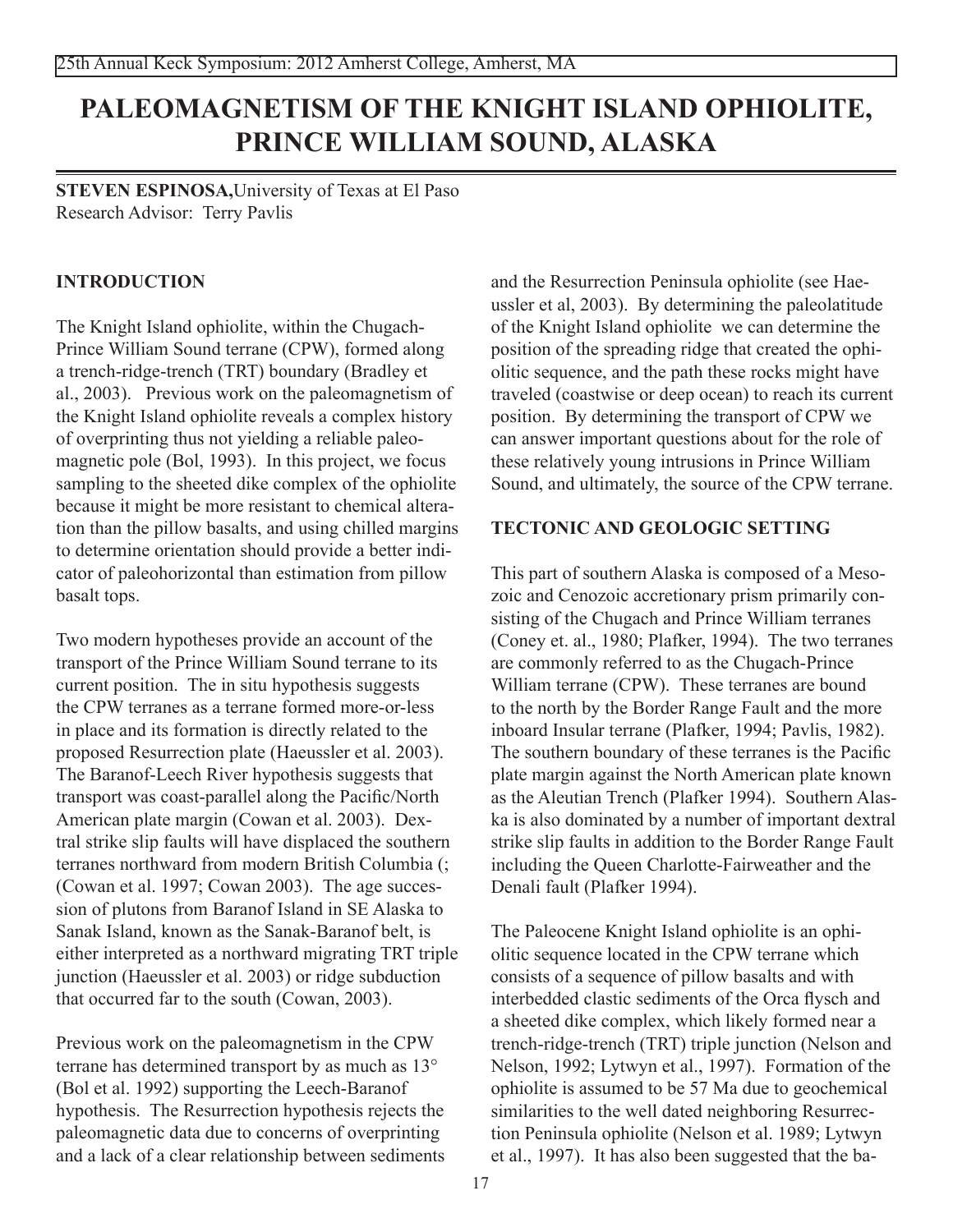# PALEOMAGNETISM OF THE KNIGHT ISLAND OPHIOLITE, PRINCE WILLIAM SOUND, ALASKA

**STEVEN ESPINOSA,** University of Texas at El Paso
Research Advisor: Terry Pavlis

## INTRODUCTION

The Knight Island ophiolite, within the Chugach-Prince William Sound terrane (CPW), formed along a trench-ridge-trench (TRT) boundary (Bradley et al., 2003). Previous work on the paleomagnetism of the Knight Island ophiolite reveals a complex history of overprinting thus not yielding a reliable paleomagnetic pole (Bol, 1993). In this project, we focus sampling to the sheeted dike complex of the ophiolite because it might be more resistant to chemical alteration than the pillow basalts, and using chilled margins to determine orientation should provide a better indicator of paleohorizontal than estimation from pillow basalt tops.

Two modern hypotheses provide an account of the transport of the Prince William Sound terrane to its current position. The in situ hypothesis suggests the CPW terranes as a terrane formed more-or-less in place and its formation is directly related to the proposed Resurrection plate (Haeussler et al. 2003). The Baranof-Leech River hypothesis suggests that transport was coast-parallel along the Pacific/North American plate margin (Cowan et al. 2003). Dextral strike slip faults will have displaced the southern terranes northward from modern British Columbia (; (Cowan et al. 1997; Cowan 2003). The age succession of plutons from Baranof Island in SE Alaska to Sanak Island, known as the Sanak-Baranof belt, is either interpreted as a northward migrating TRT triple junction (Haeussler et al. 2003) or ridge subduction that occurred far to the south (Cowan, 2003).

Previous work on the paleomagnetism in the CPW terrane has determined transport by as much as 13° (Bol et al. 1992) supporting the Leech-Baranof hypothesis. The Resurrection hypothesis rejects the paleomagnetic data due to concerns of overprinting and a lack of a clear relationship between sediments and the Resurrection Peninsula ophiolite (see Haeussler et al, 2003). By determining the paleolatitude of the Knight Island ophiolite we can determine the position of the spreading ridge that created the ophiolitic sequence, and the path these rocks might have traveled (coastwise or deep ocean) to reach its current position. By determining the transport of CPW we can answer important questions about for the role of these relatively young intrusions in Prince William Sound, and ultimately, the source of the CPW terrane.

## TECTONIC AND GEOLOGIC SETTING

This part of southern Alaska is composed of a Mesozoic and Cenozoic accretionary prism primarily consisting of the Chugach and Prince William terranes (Coney et. al., 1980; Plafker, 1994). The two terranes are commonly referred to as the Chugach-Prince William terrane (CPW). These terranes are bound to the north by the Border Range Fault and the more inboard Insular terrane (Plafker, 1994; Pavlis, 1982). The southern boundary of these terranes is the Pacific plate margin against the North American plate known as the Aleutian Trench (Plafker 1994). Southern Alaska is also dominated by a number of important dextral strike slip faults in addition to the Border Range Fault including the Queen Charlotte-Fairweather and the Denali fault (Plafker 1994).

The Paleocene Knight Island ophiolite is an ophiolitic sequence located in the CPW terrane which consists of a sequence of pillow basalts and with interbedded clastic sediments of the Orca flysch and a sheeted dike complex, which likely formed near a trench-ridge-trench (TRT) triple junction (Nelson and Nelson, 1992; Lytwyn et al., 1997). Formation of the ophiolite is assumed to be 57 Ma due to geochemical similarities to the well dated neighboring Resurrection Peninsula ophiolite (Nelson et al. 1989; Lytwyn et al., 1997). It has also been suggested that the ba-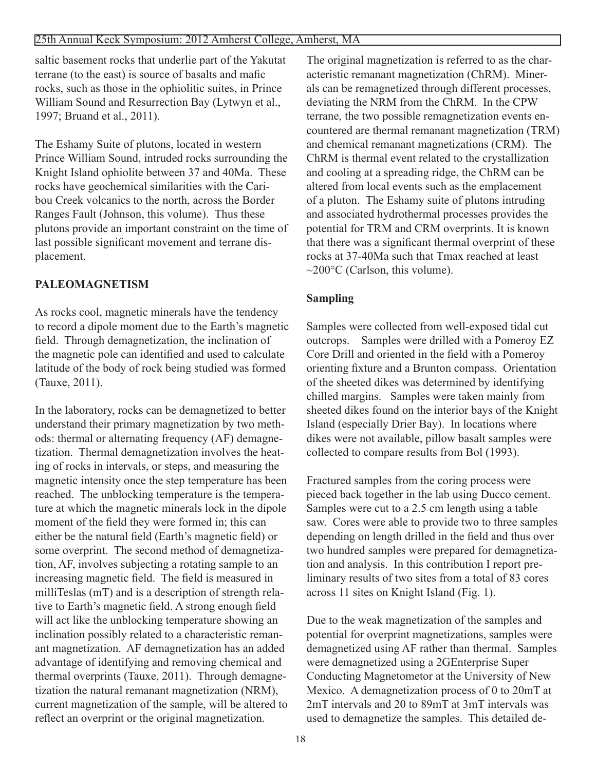saltic basement rocks that underlie part of the Yakutat terrane (to the east) is source of basalts and mafic rocks, such as those in the ophiolitic suites, in Prince William Sound and Resurrection Bay (Lytwyn et al., 1997; Bruand et al., 2011).

The Eshamy Suite of plutons, located in western Prince William Sound, intruded rocks surrounding the Knight Island ophiolite between 37 and 40Ma. These rocks have geochemical similarities with the Caribou Creek volcanics to the north, across the Border Ranges Fault (Johnson, this volume). Thus these plutons provide an important constraint on the time of last possible significant movement and terrane displacement.

## PALEOMAGNETISM

As rocks cool, magnetic minerals have the tendency to record a dipole moment due to the Earth's magnetic field. Through demagnetization, the inclination of the magnetic pole can identified and used to calculate latitude of the body of rock being studied was formed (Tauxe, 2011).

In the laboratory, rocks can be demagnetized to better understand their primary magnetization by two methods: thermal or alternating frequency (AF) demagnetization. Thermal demagnetization involves the heating of rocks in intervals, or steps, and measuring the magnetic intensity once the step temperature has been reached. The unblocking temperature is the temperature at which the magnetic minerals lock in the dipole moment of the field they were formed in; this can either be the natural field (Earth's magnetic field) or some overprint. The second method of demagnetization, AF, involves subjecting a rotating sample to an increasing magnetic field. The field is measured in milliTeslas (mT) and is a description of strength relative to Earth's magnetic field. A strong enough field will act like the unblocking temperature showing an inclination possibly related to a characteristic remanant magnetization. AF demagnetization has an added advantage of identifying and removing chemical and thermal overprints (Tauxe, 2011). Through demagnetization the natural remanant magnetization (NRM), current magnetization of the sample, will be altered to reflect an overprint or the original magnetization.

The original magnetization is referred to as the characteristic remanant magnetization (ChRM). Minerals can be remagnetized through different processes, deviating the NRM from the ChRM. In the CPW terrane, the two possible remagnetization events encountered are thermal remanant magnetization (TRM) and chemical remanant magnetizations (CRM). The ChRM is thermal event related to the crystallization and cooling at a spreading ridge, the ChRM can be altered from local events such as the emplacement of a pluton. The Eshamy suite of plutons intruding and associated hydrothermal processes provides the potential for TRM and CRM overprints. It is known that there was a significant thermal overprint of these rocks at 37-40Ma such that Tmax reached at least ~200°C (Carlson, this volume).

### Sampling

Samples were collected from well-exposed tidal cut outcrops. Samples were drilled with a Pomeroy EZ Core Drill and oriented in the field with a Pomeroy orienting fixture and a Brunton compass. Orientation of the sheeted dikes was determined by identifying chilled margins. Samples were taken mainly from sheeted dikes found on the interior bays of the Knight Island (especially Drier Bay). In locations where dikes were not available, pillow basalt samples were collected to compare results from Bol (1993).

Fractured samples from the coring process were pieced back together in the lab using Ducco cement. Samples were cut to a 2.5 cm length using a table saw. Cores were able to provide two to three samples depending on length drilled in the field and thus over two hundred samples were prepared for demagnetization and analysis. In this contribution I report preliminary results of two sites from a total of 83 cores across 11 sites on Knight Island (Fig. 1).

Due to the weak magnetization of the samples and potential for overprint magnetizations, samples were demagnetized using AF rather than thermal. Samples were demagnetized using a 2GEnterprise Super Conducting Magnetometor at the University of New Mexico. A demagnetization process of 0 to 20mT at 2mT intervals and 20 to 89mT at 3mT intervals was used to demagnetize the samples. This detailed de-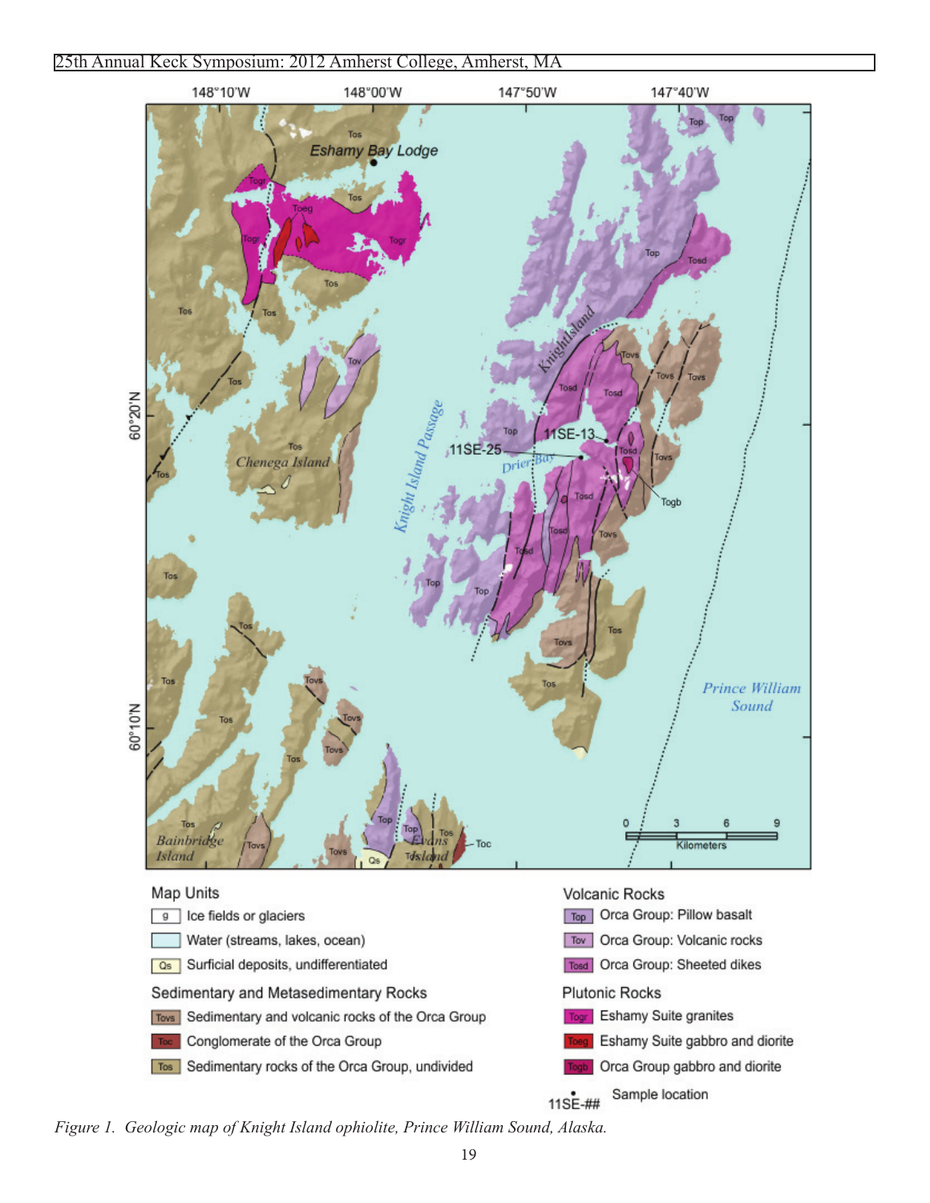Figure 1. Geologic map of Knight Island ophiolite, Prince William Sound, Alaska.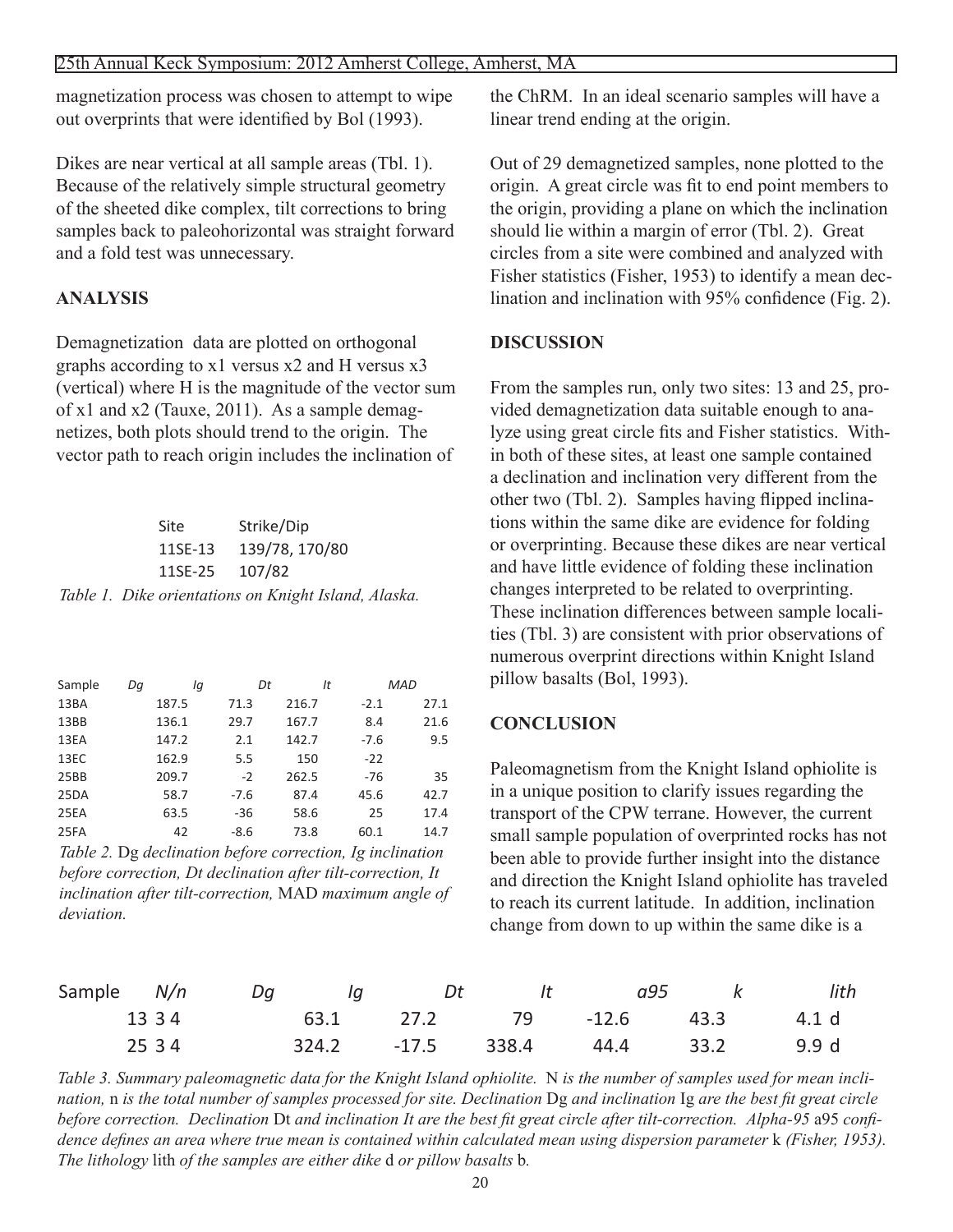magnetization process was chosen to attempt to wipe out overprints that were identified by Bol (1993).

Dikes are near vertical at all sample areas (Tbl. 1). Because of the relatively simple structural geometry of the sheeted dike complex, tilt corrections to bring samples back to paleohorizontal was straight forward and a fold test was unnecessary.

## ANALYSIS

Demagnetization data are plotted on orthogonal graphs according to x1 versus x2 and H versus x3 (vertical) where H is the magnitude of the vector sum of x1 and x2 (Tauxe, 2011). As a sample demagnetizes, both plots should trend to the origin. The vector path to reach origin includes the inclination of the ChRM. In an ideal scenario samples will have a linear trend ending at the origin.

Out of 29 demagnetized samples, none plotted to the origin. A great circle was fit to end point members to the origin, providing a plane on which the inclination should lie within a margin of error (Tbl. 2). Great circles from a site were combined and analyzed with Fisher statistics (Fisher, 1953) to identify a mean declination and inclination with 95% confidence (Fig. 2).

| Site | Strike/Dip |
|---|---|
| 11SE-13 | 139/78, 170/80 |
| 11SE-25 | 107/82 |

*Table 1. Dike orientations on Knight Island, Alaska.*

| Sample | Dg | Ig | Dt | It | MAD |
|---|---|---|---|---|---|
| 13BA | 187.5 | 71.3 | 216.7 | -2.1 | 27.1 |
| 13BB | 136.1 | 29.7 | 167.7 | 8.4 | 21.6 |
| 13EA | 147.2 | 2.1 | 142.7 | -7.6 | 9.5 |
| 13EC | 162.9 | 5.5 | 150 | -22 | |
| 25BB | 209.7 | -2 | 262.5 | -76 | 35 |
| 25DA | 58.7 | -7.6 | 87.4 | 45.6 | 42.7 |
| 25EA | 63.5 | -36 | 58.6 | 25 | 17.4 |
| 25FA | 42 | -8.6 | 73.8 | 60.1 | 14.7 |

*Table 2.* Dg *declination before correction, Ig inclination before correction, Dt declination after tilt-correction, It inclination after tilt-correction,* MAD *maximum angle of deviation.*

## DISCUSSION

From the samples run, only two sites: 13 and 25, provided demagnetization data suitable enough to analyze using great circle fits and Fisher statistics. Within both of these sites, at least one sample contained a declination and inclination very different from the other two (Tbl. 2). Samples having flipped inclinations within the same dike are evidence for folding or overprinting. Because these dikes are near vertical and have little evidence of folding these inclination changes interpreted to be related to overprinting. These inclination differences between sample localities (Tbl. 3) are consistent with prior observations of numerous overprint directions within Knight Island pillow basalts (Bol, 1993).

## CONCLUSION

Paleomagnetism from the Knight Island ophiolite is in a unique position to clarify issues regarding the transport of the CPW terrane. However, the current small sample population of overprinted rocks has not been able to provide further insight into the distance and direction the Knight Island ophiolite has traveled to reach its current latitude. In addition, inclination change from down to up within the same dike is a

| Sample | N/n | Dg | Ig | Dt | It | a95 | k | lith |
|---|---|---|---|---|---|---|---|---|
| 13 | 3 4 | 63.1 | 27.2 | 79 | -12.6 | 43.3 | 4.1 | d |
| 25 | 3 4 | 324.2 | -17.5 | 338.4 | 44.4 | 33.2 | 9.9 | d |

*Table 3. Summary paleomagnetic data for the Knight Island ophiolite.* N *is the number of samples used for mean inclination,* n *is the total number of samples processed for site. Declination* Dg *and inclination* Ig *are the best fit great circle before correction. Declination* Dt *and inclination It are the best fit great circle after tilt-correction. Alpha-95* a95 *confidence defines an area where true mean is contained within calculated mean using dispersion parameter* k *(Fisher, 1953). The lithology* lith *of the samples are either dike* d *or pillow basalts* b*.*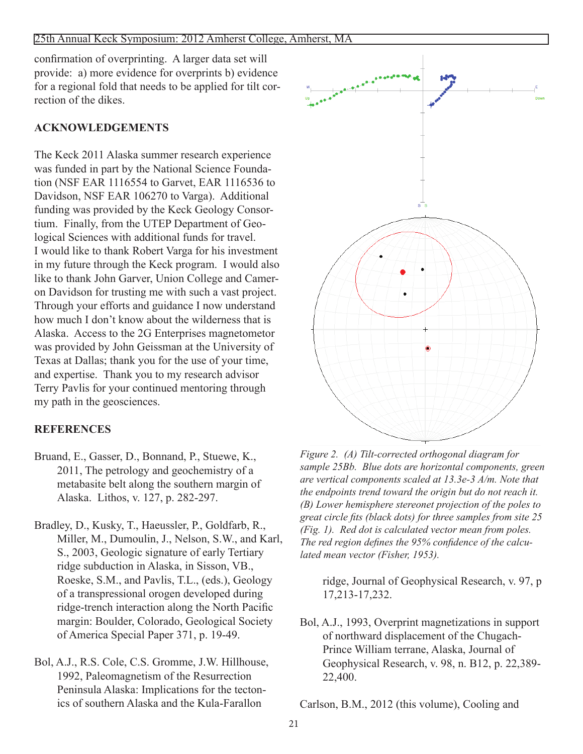confirmation of overprinting. A larger data set will provide: a) more evidence for overprints b) evidence for a regional fold that needs to be applied for tilt correction of the dikes.

## ACKNOWLEDGEMENTS

The Keck 2011 Alaska summer research experience was funded in part by the National Science Foundation (NSF EAR 1116554 to Garvet, EAR 1116536 to Davidson, NSF EAR 106270 to Varga). Additional funding was provided by the Keck Geology Consortium. Finally, from the UTEP Department of Geological Sciences with additional funds for travel. I would like to thank Robert Varga for his investment in my future through the Keck program. I would also like to thank John Garver, Union College and Cameron Davidson for trusting me with such a vast project. Through your efforts and guidance I now understand how much I don't know about the wilderness that is Alaska. Access to the 2G Enterprises magnetomotor was provided by John Geissman at the University of Texas at Dallas; thank you for the use of your time, and expertise. Thank you to my research advisor Terry Pavlis for your continued mentoring through my path in the geosciences.

*Figure 2. (A) Tilt-corrected orthogonal diagram for sample 25Bb. Blue dots are horizontal components, green are vertical components scaled at 13.3e-3 A/m. Note that the endpoints trend toward the origin but do not reach it. (B) Lower hemisphere stereonet projection of the poles to great circle fits (black dots) for three samples from site 25 (Fig. 1). Red dot is calculated vector mean from poles. The red region defines the 95% confidence of the calculated mean vector (Fisher, 1953).*

## REFERENCES

Bruand, E., Gasser, D., Bonnand, P., Stuewe, K., 2011, The petrology and geochemistry of a metabasite belt along the southern margin of Alaska. Lithos, v. 127, p. 282-297.

Bradley, D., Kusky, T., Haeussler, P., Goldfarb, R., Miller, M., Dumoulin, J., Nelson, S.W., and Karl, S., 2003, Geologic signature of early Tertiary ridge subduction in Alaska, in Sisson, VB., Roeske, S.M., and Pavlis, T.L., (eds.), Geology of a transpressional orogen developed during ridge-trench interaction along the North Pacific margin: Boulder, Colorado, Geological Society of America Special Paper 371, p. 19-49.

Bol, A.J., R.S. Cole, C.S. Gromme, J.W. Hillhouse, 1992, Paleomagnetism of the Resurrection Peninsula Alaska: Implications for the tectonics of southern Alaska and the Kula-Farallon ridge, Journal of Geophysical Research, v. 97, p 17,213-17,232.

Bol, A.J., 1993, Overprint magnetizations in support of northward displacement of the Chugach-Prince William terrane, Alaska, Journal of Geophysical Research, v. 98, n. B12, p. 22,389-22,400.

Carlson, B.M., 2012 (this volume), Cooling and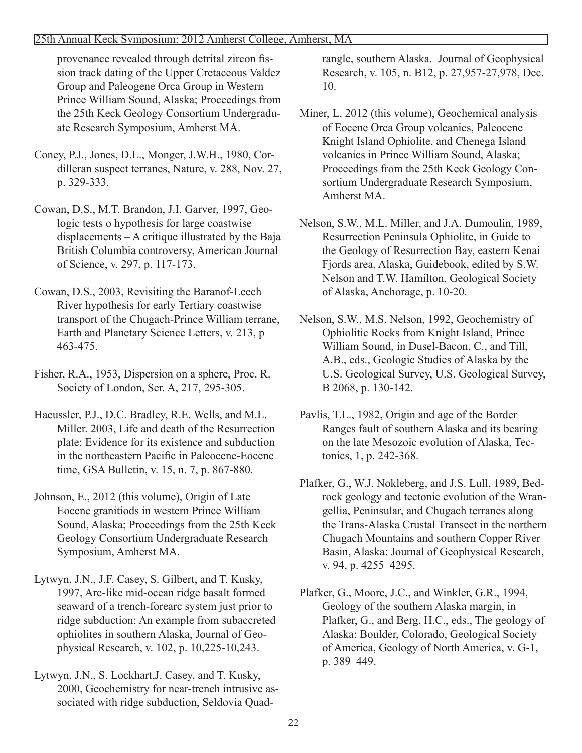provenance revealed through detrital zircon fission track dating of the Upper Cretaceous Valdez Group and Paleogene Orca Group in Western Prince William Sound, Alaska; Proceedings from the 25th Keck Geology Consortium Undergraduate Research Symposium, Amherst MA.

Coney, P.J., Jones, D.L., Monger, J.W.H., 1980, Cordilleran suspect terranes, Nature, v. 288, Nov. 27, p. 329-333.

Cowan, D.S., M.T. Brandon, J.I. Garver, 1997, Geologic tests o hypothesis for large coastwise displacements – A critique illustrated by the Baja British Columbia controversy, American Journal of Science, v. 297, p. 117-173.

Cowan, D.S., 2003, Revisiting the Baranof-Leech River hypothesis for early Tertiary coastwise transport of the Chugach-Prince William terrane, Earth and Planetary Science Letters, v. 213, p 463-475.

Fisher, R.A., 1953, Dispersion on a sphere, Proc. R. Society of London, Ser. A, 217, 295-305.

Haeussler, P.J., D.C. Bradley, R.E. Wells, and M.L. Miller. 2003, Life and death of the Resurrection plate: Evidence for its existence and subduction in the northeastern Pacific in Paleocene-Eocene time, GSA Bulletin, v. 15, n. 7, p. 867-880.

Johnson, E., 2012 (this volume), Origin of Late Eocene granitiods in western Prince William Sound, Alaska; Proceedings from the 25th Keck Geology Consortium Undergraduate Research Symposium, Amherst MA.

Lytwyn, J.N., J.F. Casey, S. Gilbert, and T. Kusky, 1997, Arc-like mid-ocean ridge basalt formed seaward of a trench-forearc system just prior to ridge subduction: An example from subaccreted ophiolites in southern Alaska, Journal of Geophysical Research, v. 102, p. 10,225-10,243.

Lytwyn, J.N., S. Lockhart,J. Casey, and T. Kusky, 2000, Geochemistry for near-trench intrusive associated with ridge subduction, Seldovia Quadrangle, southern Alaska. Journal of Geophysical Research, v. 105, n. B12, p. 27,957-27,978, Dec. 10.

Miner, L. 2012 (this volume), Geochemical analysis of Eocene Orca Group volcanics, Paleocene Knight Island Ophiolite, and Chenega Island volcanics in Prince William Sound, Alaska; Proceedings from the 25th Keck Geology Consortium Undergraduate Research Symposium, Amherst MA.

Nelson, S.W., M.L. Miller, and J.A. Dumoulin, 1989, Resurrection Peninsula Ophiolite, in Guide to the Geology of Resurrection Bay, eastern Kenai Fjords area, Alaska, Guidebook, edited by S.W. Nelson and T.W. Hamilton, Geological Society of Alaska, Anchorage, p. 10-20.

Nelson, S.W., M.S. Nelson, 1992, Geochemistry of Ophiolitic Rocks from Knight Island, Prince William Sound, in Dusel-Bacon, C., and Till, A.B., eds., Geologic Studies of Alaska by the U.S. Geological Survey, U.S. Geological Survey, B 2068, p. 130-142.

Pavlis, T.L., 1982, Origin and age of the Border Ranges fault of southern Alaska and its bearing on the late Mesozoic evolution of Alaska, Tectonics, 1, p. 242-368.

Plafker, G., W.J. Nokleberg, and J.S. Lull, 1989, Bedrock geology and tectonic evolution of the Wrangellia, Peninsular, and Chugach terranes along the Trans-Alaska Crustal Transect in the northern Chugach Mountains and southern Copper River Basin, Alaska: Journal of Geophysical Research, v. 94, p. 4255–4295.

Plafker, G., Moore, J.C., and Winkler, G.R., 1994, Geology of the southern Alaska margin, in Plafker, G., and Berg, H.C., eds., The geology of Alaska: Boulder, Colorado, Geological Society of America, Geology of North America, v. G-1, p. 389–449.